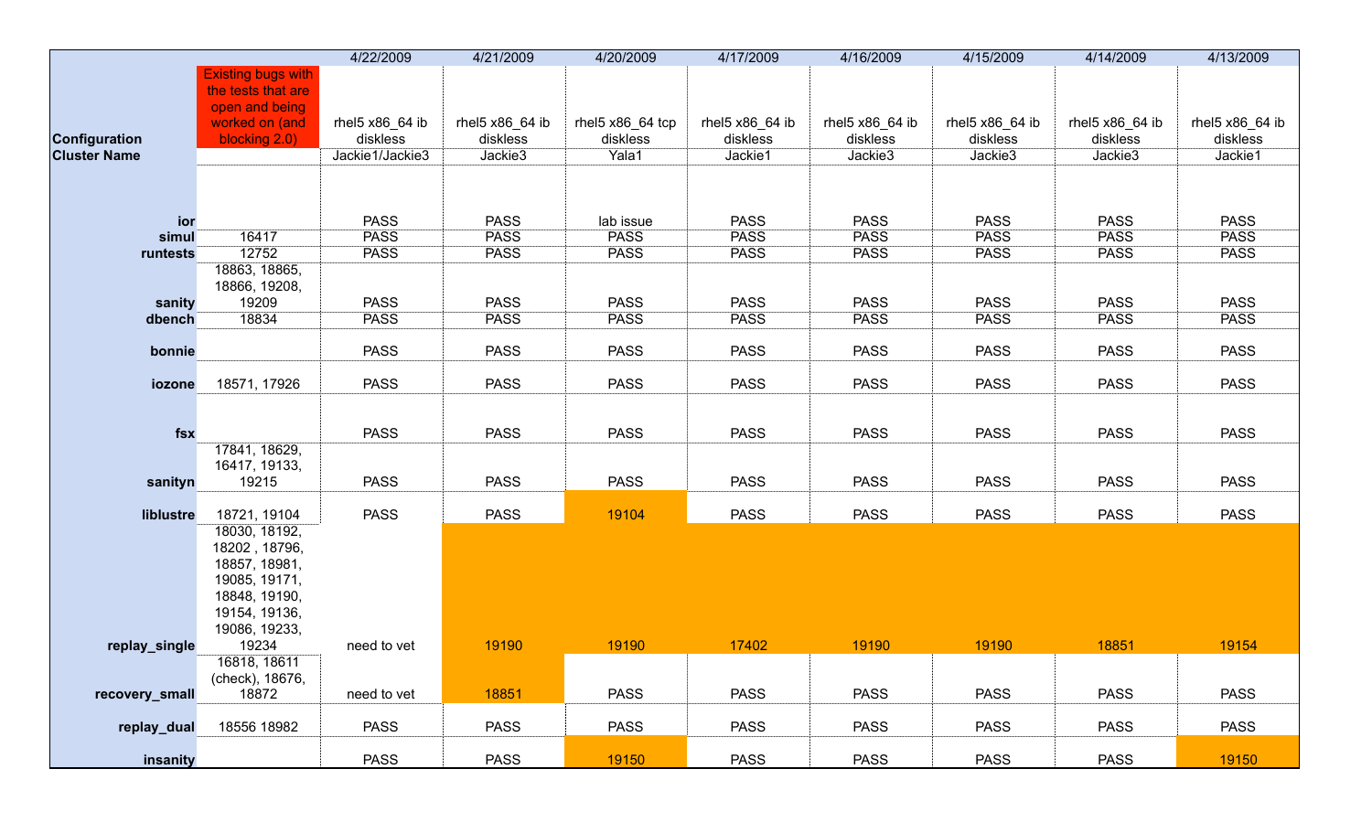| | | 4/22/2009 | 4/21/2009 | 4/20/2009 | 4/17/2009 | 4/16/2009 | 4/15/2009 | 4/14/2009 | 4/13/2009 |
|---|---|---|---|---|---|---|---|---|---|
| **Configuration** | Existing bugs with the tests that are open and being worked on (and blocking 2.0) | rhel5 x86_64 ib diskless | rhel5 x86_64 ib diskless | rhel5 x86_64 tcp diskless | rhel5 x86_64 ib diskless | rhel5 x86_64 ib diskless | rhel5 x86_64 ib diskless | rhel5 x86_64 ib diskless | rhel5 x86_64 ib diskless |
| **Cluster Name** | | Jackie1/Jackie3 | Jackie3 | Yala1 | Jackie1 | Jackie3 | Jackie3 | Jackie3 | Jackie1 |
| **ior** | | PASS | PASS | lab issue | PASS | PASS | PASS | PASS | PASS |
| **simul** | 16417 | PASS | PASS | PASS | PASS | PASS | PASS | PASS | PASS |
| **runtests** | 12752 | PASS | PASS | PASS | PASS | PASS | PASS | PASS | PASS |
| **sanity** | 18863, 18865, 18866, 19208, 19209 | PASS | PASS | PASS | PASS | PASS | PASS | PASS | PASS |
| **dbench** | 18834 | PASS | PASS | PASS | PASS | PASS | PASS | PASS | PASS |
| **bonnie** | | PASS | PASS | PASS | PASS | PASS | PASS | PASS | PASS |
| **iozone** | 18571, 17926 | PASS | PASS | PASS | PASS | PASS | PASS | PASS | PASS |
| **fsx** | | PASS | PASS | PASS | PASS | PASS | PASS | PASS | PASS |
| **sanityn** | 17841, 18629, 16417, 19133, 19215 | PASS | PASS | PASS | PASS | PASS | PASS | PASS | PASS |
| **liblustre** | 18721, 19104 | PASS | PASS | 19104 | PASS | PASS | PASS | PASS | PASS |
| **replay_single** | 18030, 18192, 18202 , 18796, 18857, 18981, 19085, 19171, 18848, 19190, 19154, 19136, 19086, 19233, 19234 | need to vet | 19190 | 19190 | 17402 | 19190 | 19190 | 18851 | 19154 |
| **recovery_small** | 16818, 18611 (check), 18676, 18872 | need to vet | 18851 | PASS | PASS | PASS | PASS | PASS | PASS |
| **replay_dual** | 18556 18982 | PASS | PASS | PASS | PASS | PASS | PASS | PASS | PASS |
| **insanity** | | PASS | PASS | 19150 | PASS | PASS | PASS | PASS | 19150 |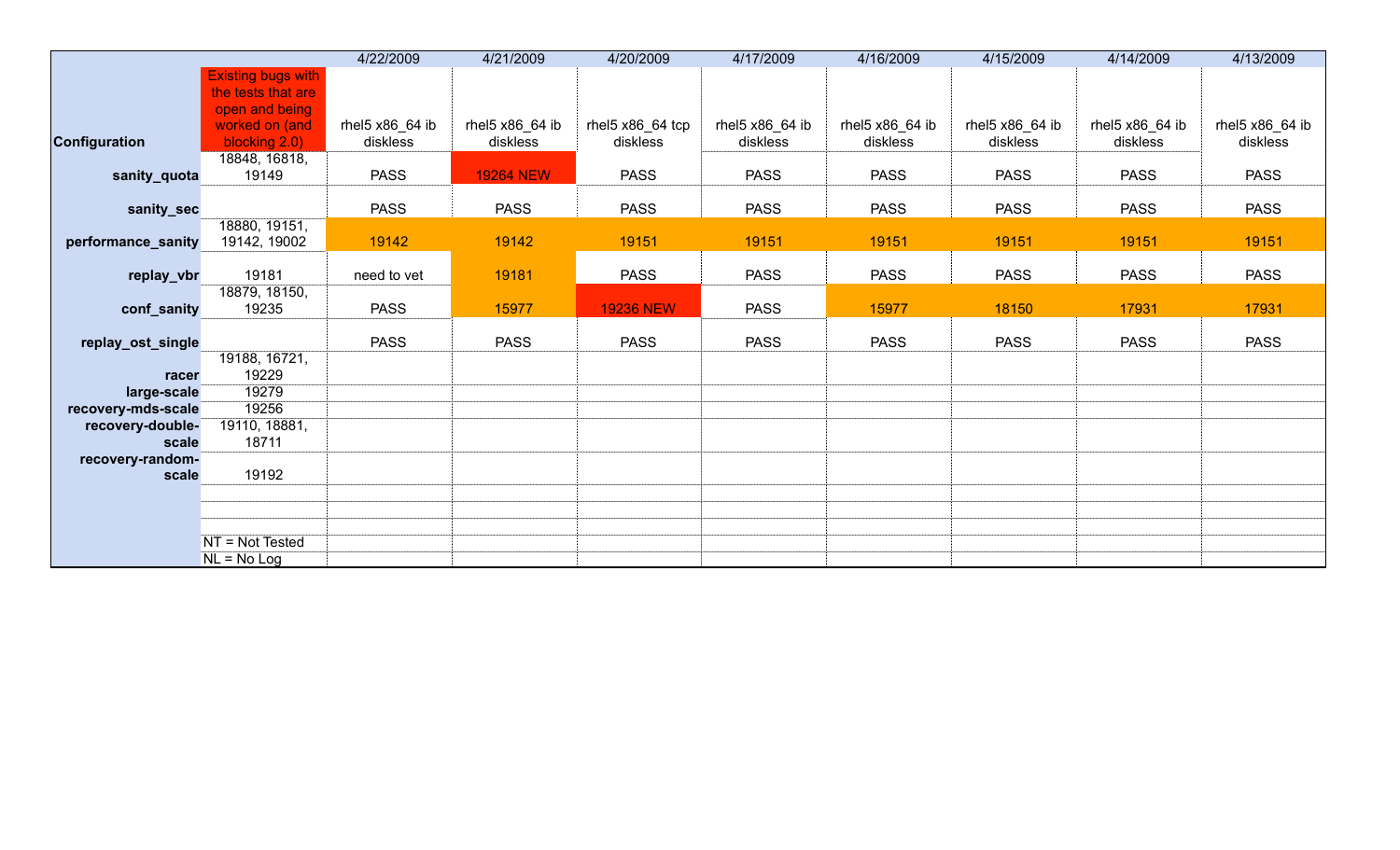| | | 4/22/2009 | 4/21/2009 | 4/20/2009 | 4/17/2009 | 4/16/2009 | 4/15/2009 | 4/14/2009 | 4/13/2009 |
|---|---|---|---|---|---|---|---|---|---|
| Configuration | Existing bugs with the tests that are open and being worked on (and blocking 2.0) | rhel5 x86_64 ib diskless | rhel5 x86_64 ib diskless | rhel5 x86_64 tcp diskless | rhel5 x86_64 ib diskless | rhel5 x86_64 ib diskless | rhel5 x86_64 ib diskless | rhel5 x86_64 ib diskless | rhel5 x86_64 ib diskless |
| sanity_quota | 18848, 16818, 19149 | PASS | 19264 NEW | PASS | PASS | PASS | PASS | PASS | PASS |
| sanity_sec | | PASS | PASS | PASS | PASS | PASS | PASS | PASS | PASS |
| performance_sanity | 18880, 19151, 19142, 19002 | 19142 | 19142 | 19151 | 19151 | 19151 | 19151 | 19151 | 19151 |
| replay_vbr | 19181 | need to vet | 19181 | PASS | PASS | PASS | PASS | PASS | PASS |
| conf_sanity | 18879, 18150, 19235 | PASS | 15977 | 19236 NEW | PASS | 15977 | 18150 | 17931 | 17931 |
| replay_ost_single | | PASS | PASS | PASS | PASS | PASS | PASS | PASS | PASS |
| racer | 19188, 16721, 19229 | | | | | | | | |
| large-scale | 19279 | | | | | | | | |
| recovery-mds-scale | 19256 | | | | | | | | |
| recovery-double-scale | 19110, 18881, 18711 | | | | | | | | |
| recovery-random-scale | 19192 | | | | | | | | |
| | | | | | | | | | |
| | | | | | | | | | |
| | | | | | | | | | |
| | NT = Not Tested | | | | | | | | |
| | NL = No Log | | | | | | | | |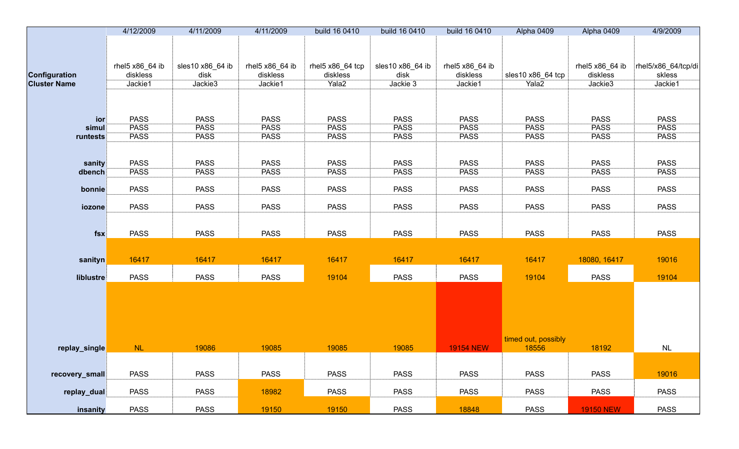| | 4/12/2009 | 4/11/2009 | 4/11/2009 | build 16 0410 | build 16 0410 | build 16 0410 | Alpha 0409 | Alpha 0409 | 4/9/2009 |
|---|---|---|---|---|---|---|---|---|---|
| **Configuration** | rhel5 x86_64 ib diskless | sles10 x86_64 ib disk | rhel5 x86_64 ib diskless | rhel5 x86_64 tcp diskless | sles10 x86_64 ib disk | rhel5 x86_64 ib diskless | sles10 x86_64 tcp | rhel5 x86_64 ib diskless | rhel5/x86_64/tcp/diskless |
| **Cluster Name** | Jackie1 | Jackie3 | Jackie1 | Yala2 | Jackie 3 | Jackie1 | Yala2 | Jackie3 | Jackie1 |
| **ior** | PASS | PASS | PASS | PASS | PASS | PASS | PASS | PASS | PASS |
| **simul** | PASS | PASS | PASS | PASS | PASS | PASS | PASS | PASS | PASS |
| **runtests** | PASS | PASS | PASS | PASS | PASS | PASS | PASS | PASS | PASS |
| **sanity** | PASS | PASS | PASS | PASS | PASS | PASS | PASS | PASS | PASS |
| **dbench** | PASS | PASS | PASS | PASS | PASS | PASS | PASS | PASS | PASS |
| **bonnie** | PASS | PASS | PASS | PASS | PASS | PASS | PASS | PASS | PASS |
| **iozone** | PASS | PASS | PASS | PASS | PASS | PASS | PASS | PASS | PASS |
| **fsx** | PASS | PASS | PASS | PASS | PASS | PASS | PASS | PASS | PASS |
| **sanityn** | 16417 | 16417 | 16417 | 16417 | 16417 | 16417 | 16417 | 18080, 16417 | 19016 |
| **liblustre** | PASS | PASS | PASS | 19104 | PASS | PASS | 19104 | PASS | 19104 |
| **replay_single** | NL | 19086 | 19085 | 19085 | 19085 | 19154 NEW | timed out, possibly 18556 | 18192 | NL |
| **recovery_small** | PASS | PASS | PASS | PASS | PASS | PASS | PASS | PASS | 19016 |
| **replay_dual** | PASS | PASS | 18982 | PASS | PASS | PASS | PASS | PASS | PASS |
| **insanity** | PASS | PASS | 19150 | 19150 | PASS | 18848 | PASS | 19150 NEW | PASS |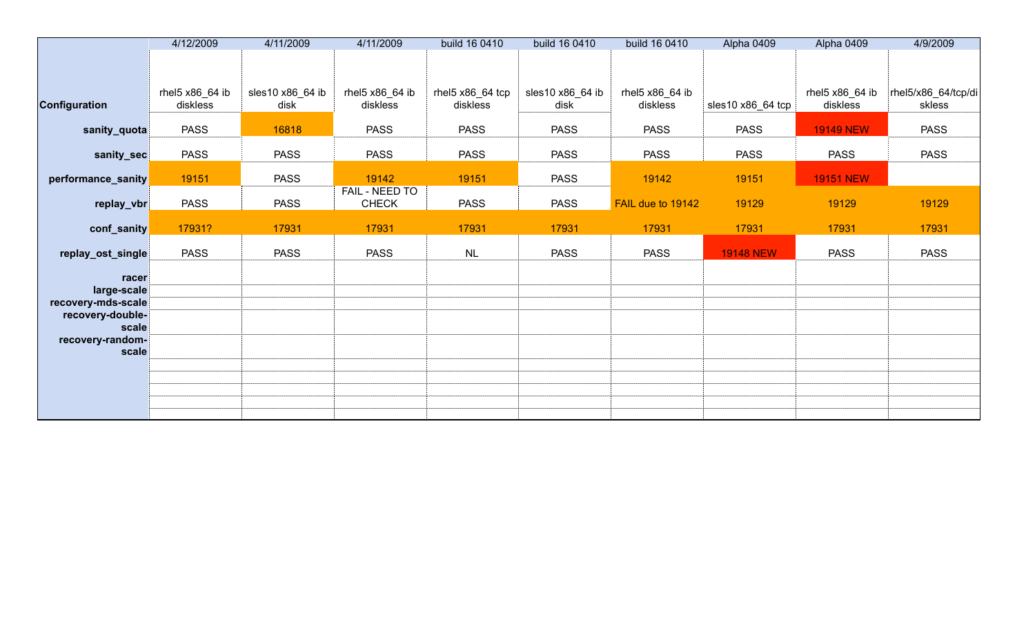| | 4/12/2009 | 4/11/2009 | 4/11/2009 | build 16 0410 | build 16 0410 | build 16 0410 | Alpha 0409 | Alpha 0409 | 4/9/2009 |
|---|---|---|---|---|---|---|---|---|---|
| **Configuration** | rhel5 x86_64 ib diskless | sles10 x86_64 ib disk | rhel5 x86_64 ib diskless | rhel5 x86_64 tcp diskless | sles10 x86_64 ib disk | rhel5 x86_64 ib diskless | sles10 x86_64 tcp | rhel5 x86_64 ib diskless | rhel5/x86_64/tcp/diskless |
| **sanity_quota** | PASS | 16818 | PASS | PASS | PASS | PASS | PASS | 19149 NEW | PASS |
| **sanity_sec** | PASS | PASS | PASS | PASS | PASS | PASS | PASS | PASS | PASS |
| **performance_sanity** | 19151 | PASS | 19142 | 19151 | PASS | 19142 | 19151 | 19151 NEW | |
| **replay_vbr** | PASS | PASS | FAIL - NEED TO CHECK | PASS | PASS | FAIL due to 19142 | 19129 | 19129 | 19129 |
| **conf_sanity** | 17931? | 17931 | 17931 | 17931 | 17931 | 17931 | 17931 | 17931 | 17931 |
| **replay_ost_single** | PASS | PASS | PASS | NL | PASS | PASS | 19148 NEW | PASS | PASS |
| **racer** | | | | | | | | | |
| **large-scale** | | | | | | | | | |
| **recovery-mds-scale** | | | | | | | | | |
| **recovery-double-scale** | | | | | | | | | |
| **recovery-random-scale** | | | | | | | | | |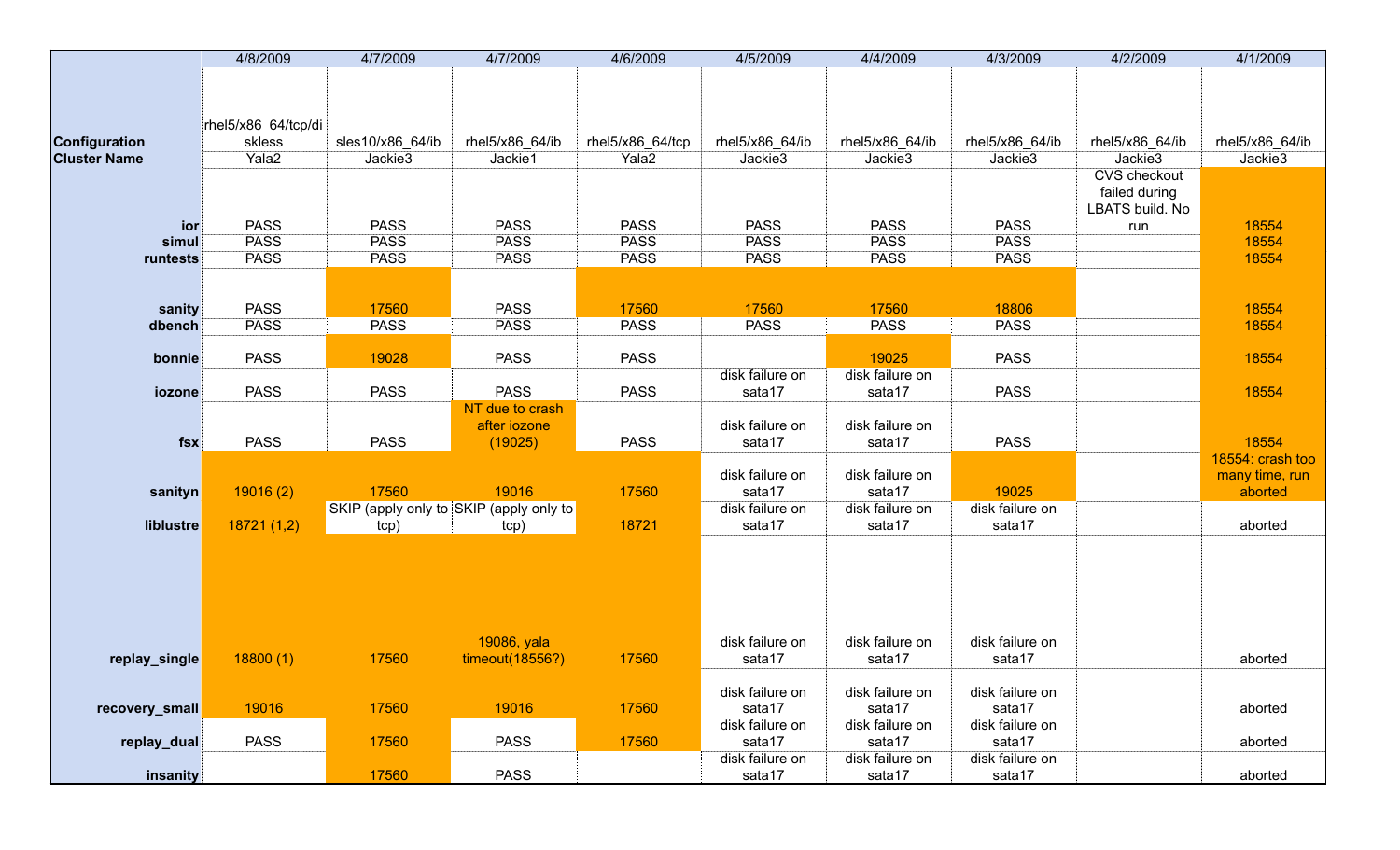| | 4/8/2009 | 4/7/2009 | 4/7/2009 | 4/6/2009 | 4/5/2009 | 4/4/2009 | 4/3/2009 | 4/2/2009 | 4/1/2009 |
|---|---|---|---|---|---|---|---|---|---|
| **Configuration** | rhel5/x86_64/tcp/diskless | sles10/x86_64/ib | rhel5/x86_64/ib | rhel5/x86_64/tcp | rhel5/x86_64/ib | rhel5/x86_64/ib | rhel5/x86_64/ib | rhel5/x86_64/ib | rhel5/x86_64/ib |
| **Cluster Name** | Yala2 | Jackie3 | Jackie1 | Yala2 | Jackie3 | Jackie3 | Jackie3 | Jackie3 | Jackie3 |
| **ior** | PASS | PASS | PASS | PASS | PASS | PASS | PASS | CVS checkout failed during LBATS build. No run | 18554 |
| **simul** | PASS | PASS | PASS | PASS | PASS | PASS | PASS | | 18554 |
| **runtests** | PASS | PASS | PASS | PASS | PASS | PASS | PASS | | 18554 |
| **sanity** | PASS | 17560 | PASS | 17560 | 17560 | 17560 | 18806 | | 18554 |
| **dbench** | PASS | PASS | PASS | PASS | PASS | PASS | PASS | | 18554 |
| **bonnie** | PASS | 19028 | PASS | PASS | | 19025 | PASS | | 18554 |
| **iozone** | PASS | PASS | PASS | PASS | disk failure on sata17 | disk failure on sata17 | PASS | | 18554 |
| **fsx** | PASS | PASS | NT due to crash after iozone (19025) | PASS | disk failure on sata17 | disk failure on sata17 | PASS | | 18554 |
| **sanityn** | 19016 (2) | 17560 | 19016 | 17560 | disk failure on sata17 | disk failure on sata17 | 19025 | | 18554: crash too many time, run aborted |
| **liblustre** | 18721 (1,2) | SKIP (apply only to tcp) | SKIP (apply only to tcp) | 18721 | disk failure on sata17 | disk failure on sata17 | disk failure on sata17 | | aborted |
| **replay_single** | 18800 (1) | 17560 | 19086, yala timeout(18556?) | 17560 | disk failure on sata17 | disk failure on sata17 | disk failure on sata17 | | aborted |
| **recovery_small** | 19016 | 17560 | 19016 | 17560 | disk failure on sata17 | disk failure on sata17 | disk failure on sata17 | | aborted |
| **replay_dual** | PASS | 17560 | PASS | 17560 | disk failure on sata17 | disk failure on sata17 | disk failure on sata17 | | aborted |
| **insanity** | | 17560 | PASS | | disk failure on sata17 | disk failure on sata17 | disk failure on sata17 | | aborted |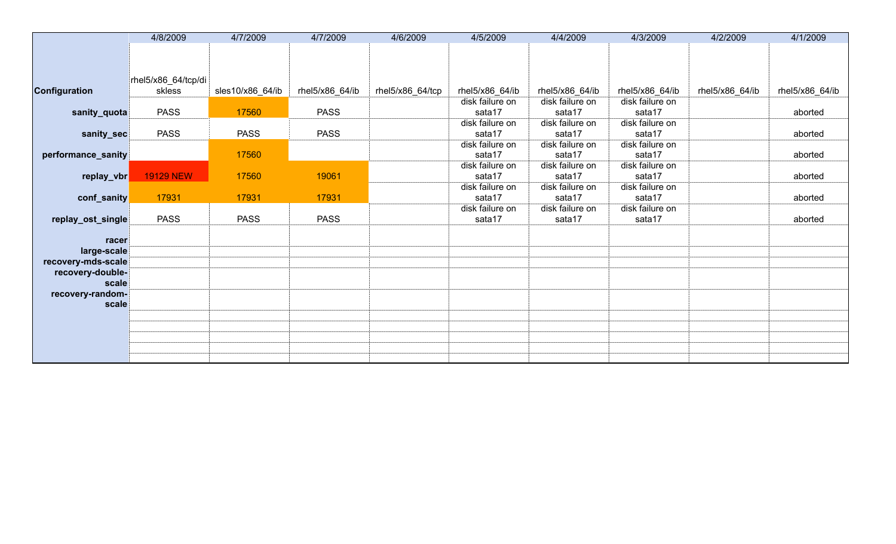| | 4/8/2009 | 4/7/2009 | 4/7/2009 | 4/6/2009 | 4/5/2009 | 4/4/2009 | 4/3/2009 | 4/2/2009 | 4/1/2009 |
|---|---|---|---|---|---|---|---|---|---|
| **Configuration** | rhel5/x86_64/tcp/diskless | sles10/x86_64/ib | rhel5/x86_64/ib | rhel5/x86_64/tcp | rhel5/x86_64/ib | rhel5/x86_64/ib | rhel5/x86_64/ib | rhel5/x86_64/ib | rhel5/x86_64/ib |
| **sanity_quota** | PASS | 17560 | PASS | | disk failure on sata17 | disk failure on sata17 | disk failure on sata17 | | aborted |
| **sanity_sec** | PASS | PASS | PASS | | disk failure on sata17 | disk failure on sata17 | disk failure on sata17 | | aborted |
| **performance_sanity** | | 17560 | | | disk failure on sata17 | disk failure on sata17 | disk failure on sata17 | | aborted |
| **replay_vbr** | 19129 NEW | 17560 | 19061 | | disk failure on sata17 | disk failure on sata17 | disk failure on sata17 | | aborted |
| **conf_sanity** | 17931 | 17931 | 17931 | | disk failure on sata17 | disk failure on sata17 | disk failure on sata17 | | aborted |
| **replay_ost_single** | PASS | PASS | PASS | | disk failure on sata17 | disk failure on sata17 | disk failure on sata17 | | aborted |
| **racer** | | | | | | | | | |
| **large-scale** | | | | | | | | | |
| **recovery-mds-scale** | | | | | | | | | |
| **recovery-double-scale** | | | | | | | | | |
| **recovery-random-scale** | | | | | | | | | |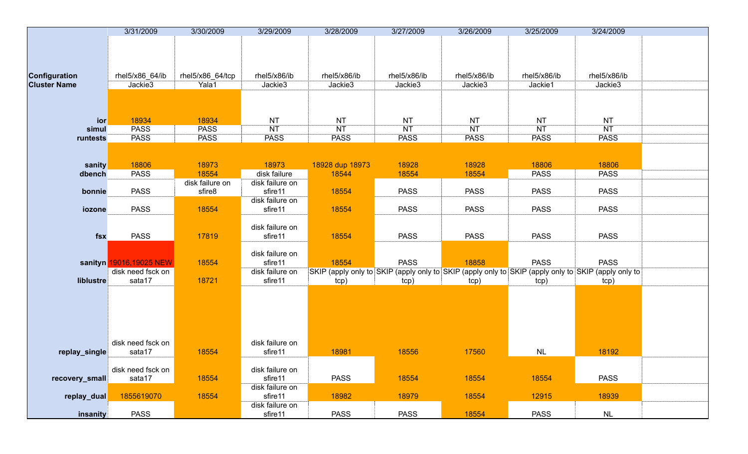| | 3/31/2009 | 3/30/2009 | 3/29/2009 | 3/28/2009 | 3/27/2009 | 3/26/2009 | 3/25/2009 | 3/24/2009 | |
|---|---|---|---|---|---|---|---|---|---|
| **Configuration** | rhel5/x86_64/ib | rhel5/x86_64/tcp | rhel5/x86/ib | rhel5/x86/ib | rhel5/x86/ib | rhel5/x86/ib | rhel5/x86/ib | rhel5/x86/ib | |
| **Cluster Name** | Jackie3 | Yala1 | Jackie3 | Jackie3 | Jackie3 | Jackie3 | Jackie1 | Jackie3 | |
| **ior** | 18934 | 18934 | NT | NT | NT | NT | NT | NT | |
| **simul** | PASS | PASS | NT | NT | NT | NT | NT | NT | |
| **runtests** | PASS | PASS | PASS | PASS | PASS | PASS | PASS | PASS | |
| **sanity** | 18806 | 18973 | 18973 | 18928 dup 18973 | 18928 | 18928 | 18806 | 18806 | |
| **dbench** | PASS | 18554 | disk failure | 18544 | 18554 | 18554 | PASS | PASS | |
| **bonnie** | PASS | disk failure on sfire8 | disk failure on sfire11 | 18554 | PASS | PASS | PASS | PASS | |
| **iozone** | PASS | 18554 | disk failure on sfire11 | 18554 | PASS | PASS | PASS | PASS | |
| **fsx** | PASS | 17819 | disk failure on sfire11 | 18554 | PASS | PASS | PASS | PASS | |
| **sanityn** | 19016,19025 NEW | 18554 | disk failure on sfire11 | 18554 | PASS | 18858 | PASS | PASS | |
| **liblustre** | disk need fsck on sata17 | 18721 | disk failure on sfire11 | SKIP (apply only to tcp) | SKIP (apply only to tcp) | SKIP (apply only to tcp) | SKIP (apply only to tcp) | SKIP (apply only to tcp) | |
| **replay_single** | disk need fsck on sata17 | 18554 | disk failure on sfire11 | 18981 | 18556 | 17560 | NL | 18192 | |
| **recovery_small** | disk need fsck on sata17 | 18554 | disk failure on sfire11 | PASS | 18554 | 18554 | 18554 | PASS | |
| **replay_dual** | 1855619070 | 18554 | disk failure on sfire11 | 18982 | 18979 | 18554 | 12915 | 18939 | |
| **insanity** | PASS | | disk failure on sfire11 | PASS | PASS | 18554 | PASS | NL | |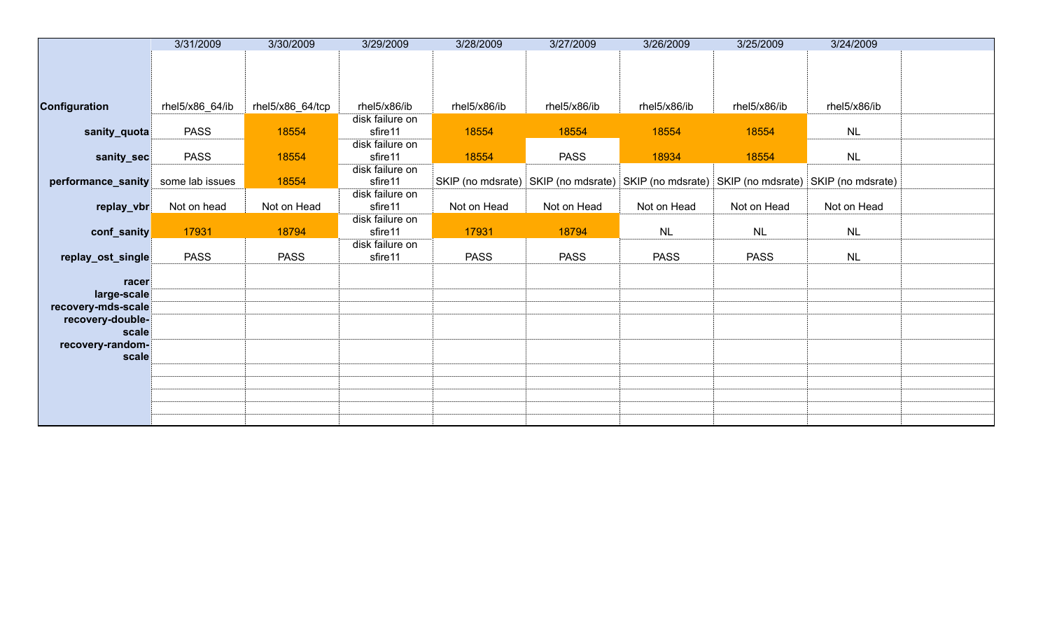| | 3/31/2009 | 3/30/2009 | 3/29/2009 | 3/28/2009 | 3/27/2009 | 3/26/2009 | 3/25/2009 | 3/24/2009 | |
|---|---|---|---|---|---|---|---|---|---|
| **Configuration** | rhel5/x86_64/ib | rhel5/x86_64/tcp | rhel5/x86/ib | rhel5/x86/ib | rhel5/x86/ib | rhel5/x86/ib | rhel5/x86/ib | rhel5/x86/ib | |
| **sanity_quota** | PASS | 18554 | disk failure on sfire11 | 18554 | 18554 | 18554 | 18554 | NL | |
| **sanity_sec** | PASS | 18554 | disk failure on sfire11 | 18554 | PASS | 18934 | 18554 | NL | |
| **performance_sanity** | some lab issues | 18554 | disk failure on sfire11 | SKIP (no mdsrate) | SKIP (no mdsrate) | SKIP (no mdsrate) | SKIP (no mdsrate) | SKIP (no mdsrate) | |
| **replay_vbr** | Not on head | Not on Head | disk failure on sfire11 | Not on Head | Not on Head | Not on Head | Not on Head | Not on Head | |
| **conf_sanity** | 17931 | 18794 | disk failure on sfire11 | 17931 | 18794 | NL | NL | NL | |
| **replay_ost_single** | PASS | PASS | disk failure on sfire11 | PASS | PASS | PASS | PASS | NL | |
| **racer** | | | | | | | | | |
| **large-scale** | | | | | | | | | |
| **recovery-mds-scale** | | | | | | | | | |
| **recovery-double-scale** | | | | | | | | | |
| **recovery-random-scale** | | | | | | | | | |
| | | | | | | | | | |
| | | | | | | | | | |
| | | | | | | | | | |
| | | | | | | | | | |